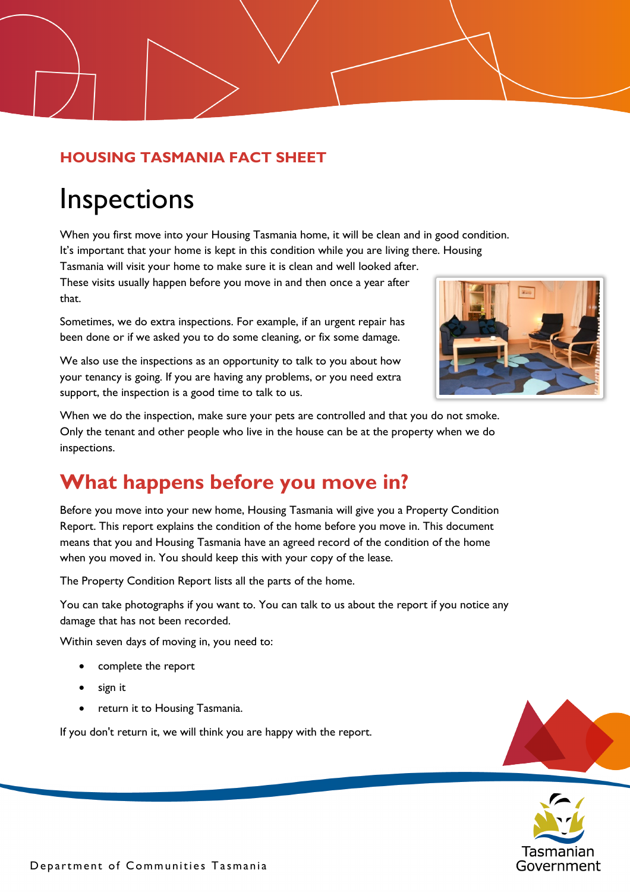**HOUSING TASMANIA FACT SHEET**

# Inspections

When you first move into your Housing Tasmania home, it will be clean and in good condition. It's important that your home is kept in this condition while you are living there. Housing Tasmania will visit your home to make sure it is clean and well looked after. These visits usually happen before you move in and then once a year after that.

Sometimes, we do extra inspections. For example, if an urgent repair has been done or if we asked you to do some cleaning, or fix some damage.

We also use the inspections as an opportunity to talk to you about how your tenancy is going. If you are having any problems, or you need extra support, the inspection is a good time to talk to us.

When we do the inspection, make sure your pets are controlled and that you do not smoke. Only the tenant and other people who live in the house can be at the property when we do inspections.

## What happens before you move in?

Before you move into your new home, Housing Tasmania will give you a Property Condition Report. This report explains the condition of the home before you move in. This document means that you and Housing Tasmania have an agreed record of the condition of the home when you moved in. You should keep this with your copy of the lease.

The Property Condition Report lists all the parts of the home.

You can take photographs if you want to. You can talk to us about the report if you notice any damage that has not been recorded.

Within seven days of moving in, you need to:

- complete the report
- sign it
- return it to Housing Tasmania.

If you don't return it, we will think you are happy with the report.

Department of Communities Tasmania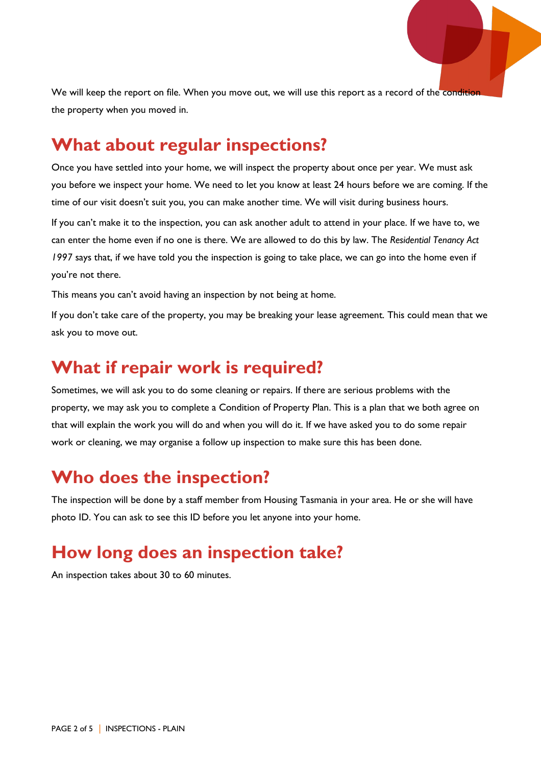We will keep the report on file. When you move out, we will use this report as a record of the condition the property when you moved in.

## What about regular inspections?

Once you have settled into your home, we will inspect the property about once per year. We must ask you before we inspect your home. We need to let you know at least 24 hours before we are coming. If the time of our visit doesn't suit you, you can make another time. We will visit during business hours.

If you can't make it to the inspection, you can ask another adult to attend in your place. If we have to, we can enter the home even if no one is there. We are allowed to do this by law. The *Residential Tenancy Act 1997* says that, if we have told you the inspection is going to take place, we can go into the home even if you're not there.

This means you can't avoid having an inspection by not being at home.

If you don't take care of the property, you may be breaking your lease agreement. This could mean that we ask you to move out.

## What if repair work is required?

Sometimes, we will ask you to do some cleaning or repairs. If there are serious problems with the property, we may ask you to complete a Condition of Property Plan. This is a plan that we both agree on that will explain the work you will do and when you will do it. If we have asked you to do some repair work or cleaning, we may organise a follow up inspection to make sure this has been done.

## Who does the inspection?

The inspection will be done by a staff member from Housing Tasmania in your area. He or she will have photo ID. You can ask to see this ID before you let anyone into your home.

## How long does an inspection take?

An inspection takes about 30 to 60 minutes.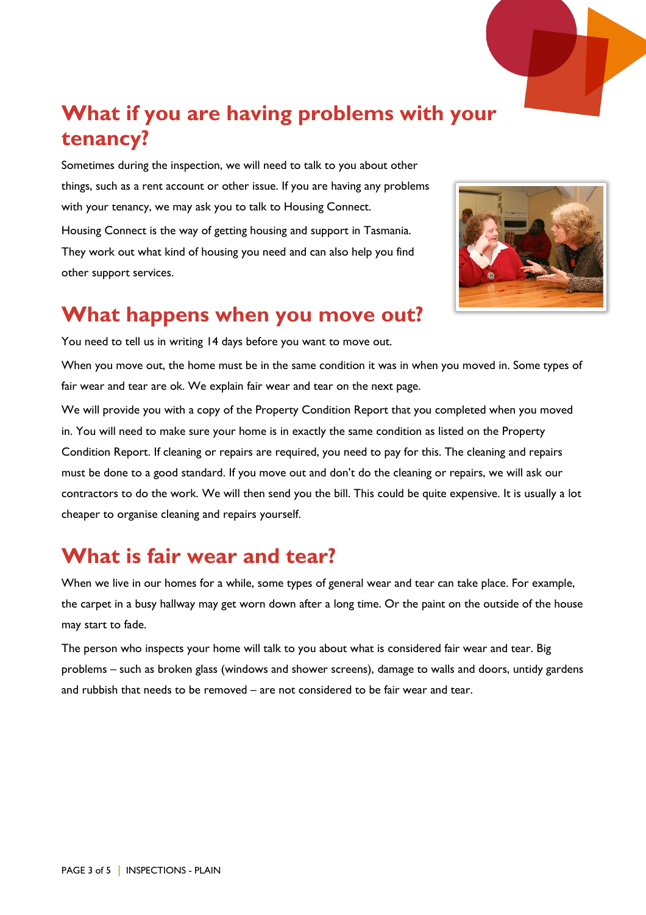## What if you are having problems with your tenancy?

Sometimes during the inspection, we will need to talk to you about other things, such as a rent account or other issue. If you are having any problems with your tenancy, we may ask you to talk to Housing Connect.

Housing Connect is the way of getting housing and support in Tasmania. They work out what kind of housing you need and can also help you find other support services.

## What happens when you move out?

You need to tell us in writing 14 days before you want to move out.

When you move out, the home must be in the same condition it was in when you moved in. Some types of fair wear and tear are ok. We explain fair wear and tear on the next page.

We will provide you with a copy of the Property Condition Report that you completed when you moved in. You will need to make sure your home is in exactly the same condition as listed on the Property Condition Report. If cleaning or repairs are required, you need to pay for this. The cleaning and repairs must be done to a good standard. If you move out and don't do the cleaning or repairs, we will ask our contractors to do the work. We will then send you the bill. This could be quite expensive. It is usually a lot cheaper to organise cleaning and repairs yourself.

## What is fair wear and tear?

When we live in our homes for a while, some types of general wear and tear can take place. For example, the carpet in a busy hallway may get worn down after a long time. Or the paint on the outside of the house may start to fade.

The person who inspects your home will talk to you about what is considered fair wear and tear. Big problems – such as broken glass (windows and shower screens), damage to walls and doors, untidy gardens and rubbish that needs to be removed – are not considered to be fair wear and tear.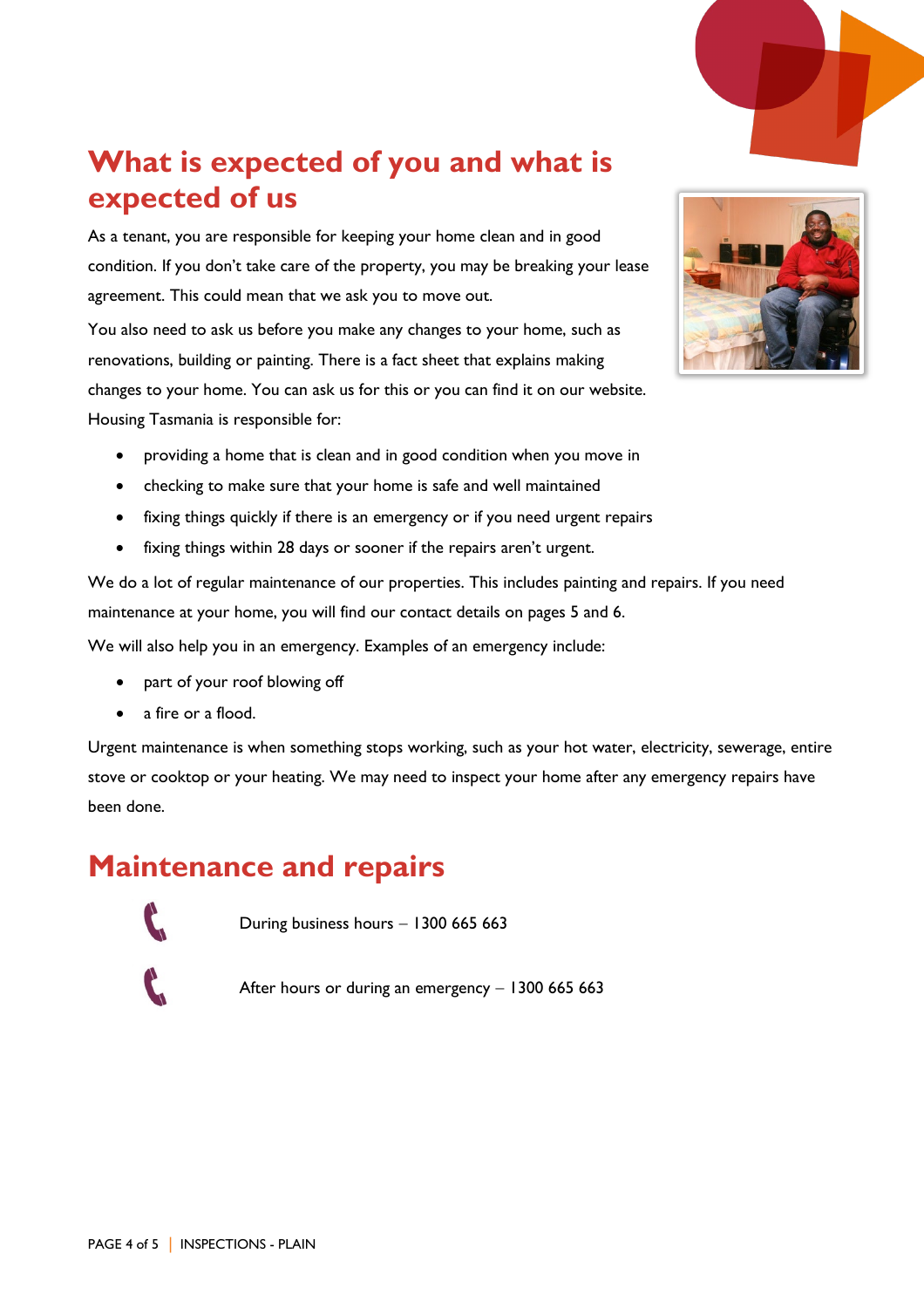# What is expected of you and what is expected of us

As a tenant, you are responsible for keeping your home clean and in good condition. If you don't take care of the property, you may be breaking your lease agreement. This could mean that we ask you to move out.

You also need to ask us before you make any changes to your home, such as renovations, building or painting. There is a fact sheet that explains making changes to your home. You can ask us for this or you can find it on our website.

Housing Tasmania is responsible for:

- providing a home that is clean and in good condition when you move in
- checking to make sure that your home is safe and well maintained
- fixing things quickly if there is an emergency or if you need urgent repairs
- fixing things within 28 days or sooner if the repairs aren't urgent.

We do a lot of regular maintenance of our properties. This includes painting and repairs. If you need maintenance at your home, you will find our contact details on pages 5 and 6.

We will also help you in an emergency. Examples of an emergency include:

- part of your roof blowing off
- a fire or a flood.

Urgent maintenance is when something stops working, such as your hot water, electricity, sewerage, entire stove or cooktop or your heating. We may need to inspect your home after any emergency repairs have been done.

# Maintenance and repairs

During business hours – 1300 665 663

After hours or during an emergency – 1300 665 663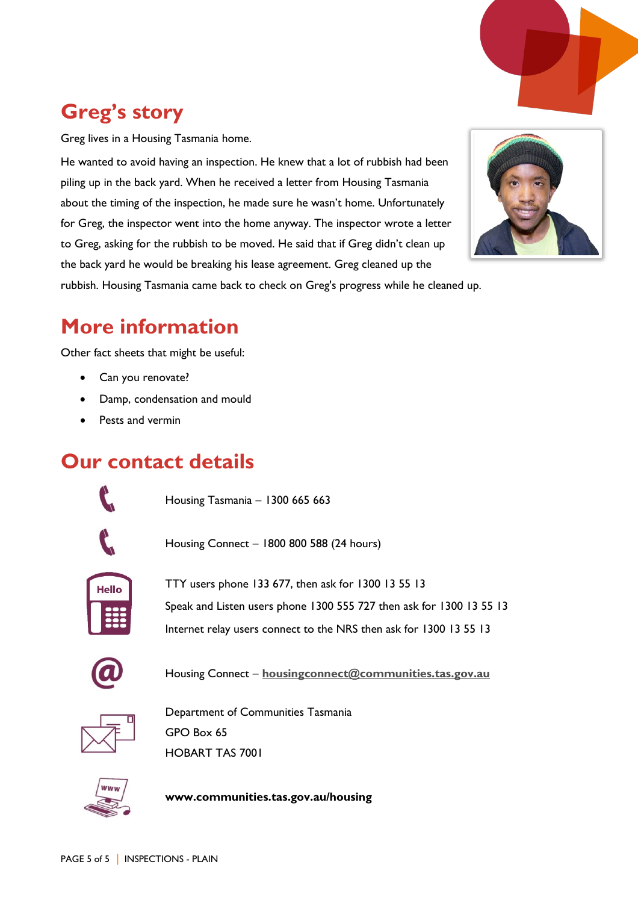## Greg's story

Greg lives in a Housing Tasmania home.

He wanted to avoid having an inspection. He knew that a lot of rubbish had been piling up in the back yard. When he received a letter from Housing Tasmania about the timing of the inspection, he made sure he wasn't home. Unfortunately for Greg, the inspector went into the home anyway. The inspector wrote a letter to Greg, asking for the rubbish to be moved. He said that if Greg didn't clean up the back yard he would be breaking his lease agreement. Greg cleaned up the rubbish. Housing Tasmania came back to check on Greg's progress while he cleaned up.

## More information

Other fact sheets that might be useful:

- Can you renovate?
- Damp, condensation and mould
- Pests and vermin

## Our contact details

Housing Tasmania – 1300 665 663

Housing Connect – 1800 800 588 (24 hours)

TTY users phone 133 677, then ask for 1300 13 55 13

Speak and Listen users phone 1300 555 727 then ask for 1300 13 55 13

Internet relay users connect to the NRS then ask for 1300 13 55 13

Housing Connect – **housingconnect@communities.tas.gov.au**

Department of Communities Tasmania
GPO Box 65
HOBART TAS 7001

**www.communities.tas.gov.au/housing**